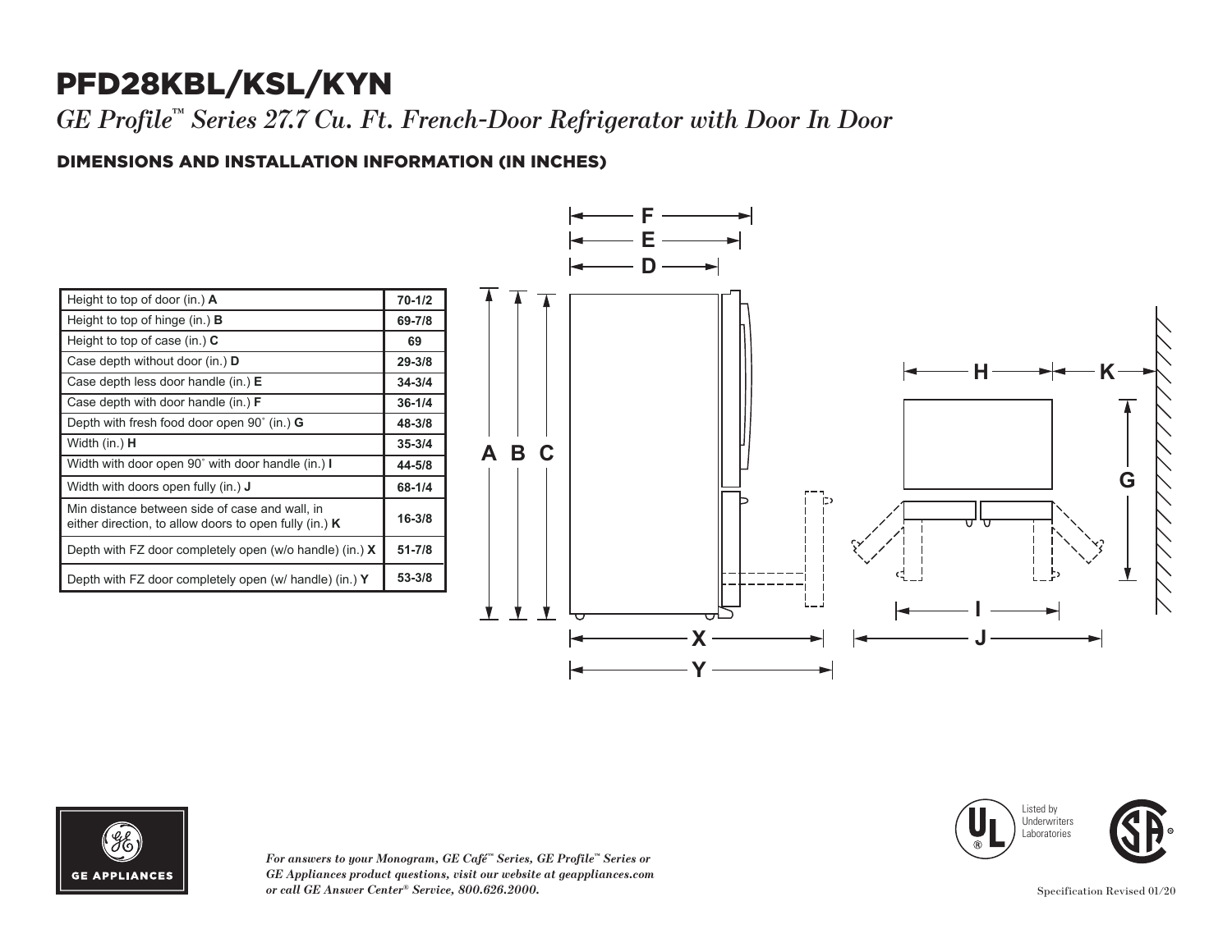# PFD28KBL/KSL/KYN

*GE Profile™ Series 27.7 Cu. Ft. French-Door Refrigerator with Door In Door*

## DIMENSIONS AND INSTALLATION INFORMATION (IN INCHES)

| Dimension | Inches |
|---|---|
| Height to top of door (in.) **A** | 70-1/2 |
| Height to top of hinge (in.) **B** | 69-7/8 |
| Height to top of case (in.) **C** | 69 |
| Case depth without door (in.) **D** | 29-3/8 |
| Case depth less door handle (in.) **E** | 34-3/4 |
| Case depth with door handle (in.) **F** | 36-1/4 |
| Depth with fresh food door open 90˚ (in.) **G** | 48-3/8 |
| Width (in.) **H** | 35-3/4 |
| Width with door open 90˚ with door handle (in.) **I** | 44-5/8 |
| Width with doors open fully (in.) **J** | 68-1/4 |
| Min distance between side of case and wall, in either direction, to allow doors to open fully (in.) **K** | 16-3/8 |
| Depth with FZ door completely open (w/o handle) (in.) **X** | 51-7/8 |
| Depth with FZ door completely open (w/ handle) (in.) **Y** | 53-3/8 |

*For answers to your Monogram, GE Café™ Series, GE Profile™ Series or GE Appliances product questions, visit our website at geappliances.com or call GE Answer Center® Service, 800.626.2000.*

Listed by Underwriters Laboratories

Specification Revised 01/20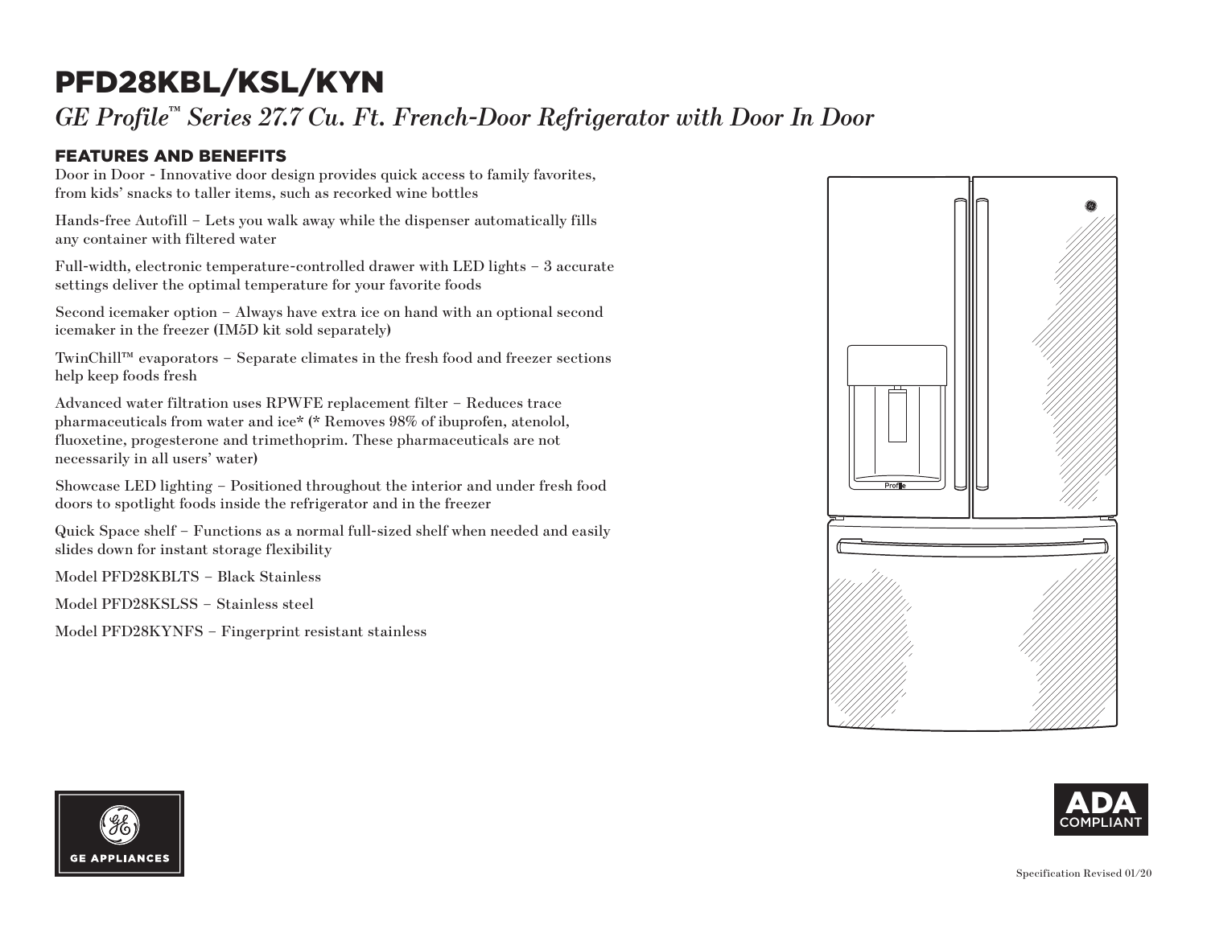# PFD28KBL/KSL/KYN

*GE Profile™ Series 27.7 Cu. Ft. French-Door Refrigerator with Door In Door*

## FEATURES AND BENEFITS

Door in Door - Innovative door design provides quick access to family favorites, from kids' snacks to taller items, such as recorked wine bottles

Hands-free Autofill – Lets you walk away while the dispenser automatically fills any container with filtered water

Full-width, electronic temperature-controlled drawer with LED lights – 3 accurate settings deliver the optimal temperature for your favorite foods

Second icemaker option – Always have extra ice on hand with an optional second icemaker in the freezer (IM5D kit sold separately)

TwinChill™ evaporators – Separate climates in the fresh food and freezer sections help keep foods fresh

Advanced water filtration uses RPWFE replacement filter – Reduces trace pharmaceuticals from water and ice* (* Removes 98% of ibuprofen, atenolol, fluoxetine, progesterone and trimethoprim. These pharmaceuticals are not necessarily in all users' water)

Showcase LED lighting – Positioned throughout the interior and under fresh food doors to spotlight foods inside the refrigerator and in the freezer

Quick Space shelf – Functions as a normal full-sized shelf when needed and easily slides down for instant storage flexibility

Model PFD28KBLTS – Black Stainless

Model PFD28KSLSS – Stainless steel

Model PFD28KYNFS – Fingerprint resistant stainless

GE APPLIANCES

ADA COMPLIANT

Specification Revised 01/20